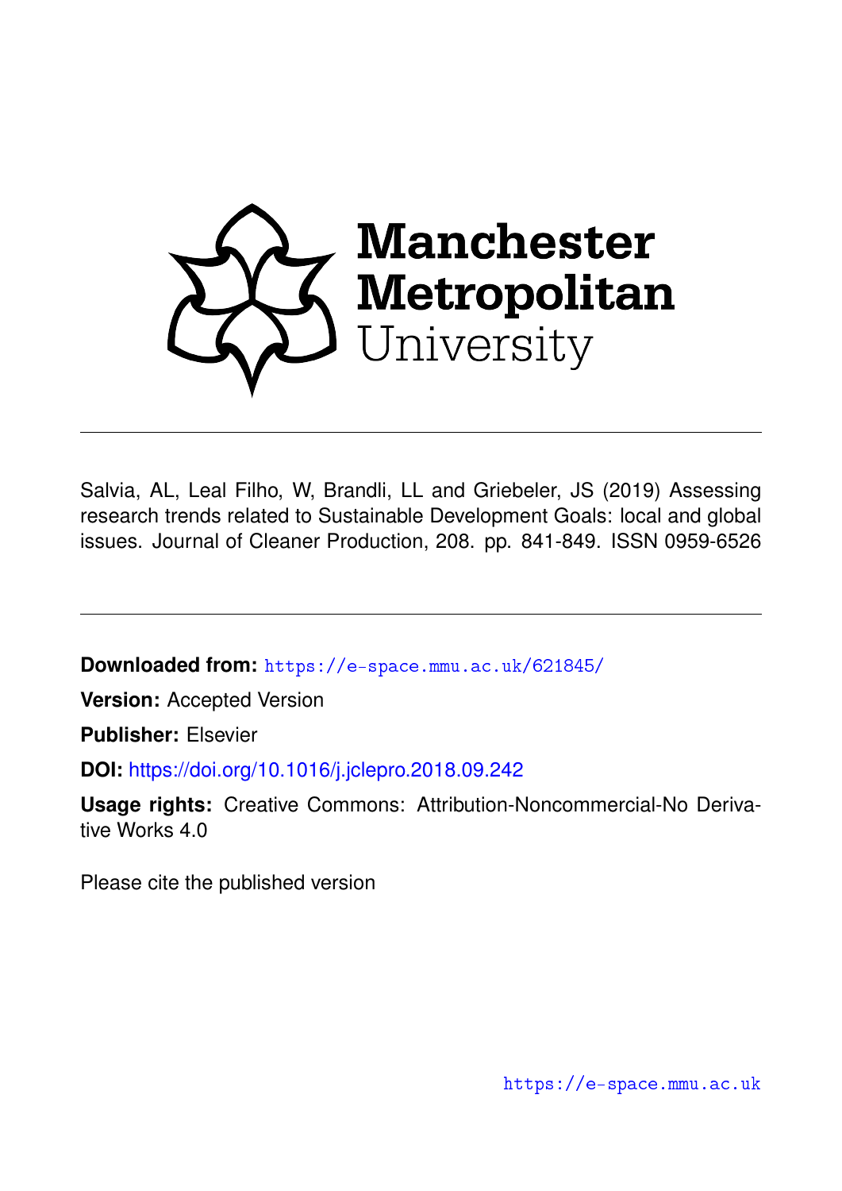Manchester Metropolitan University

Salvia, AL, Leal Filho, W, Brandli, LL and Griebeler, JS (2019) Assessing research trends related to Sustainable Development Goals: local and global issues. Journal of Cleaner Production, 208. pp. 841-849. ISSN 0959-6526

**Downloaded from:** https://e-space.mmu.ac.uk/621845/

**Version:** Accepted Version

**Publisher:** Elsevier

**DOI:** https://doi.org/10.1016/j.jclepro.2018.09.242

**Usage rights:** Creative Commons: Attribution-Noncommercial-No Derivative Works 4.0

Please cite the published version

https://e-space.mmu.ac.uk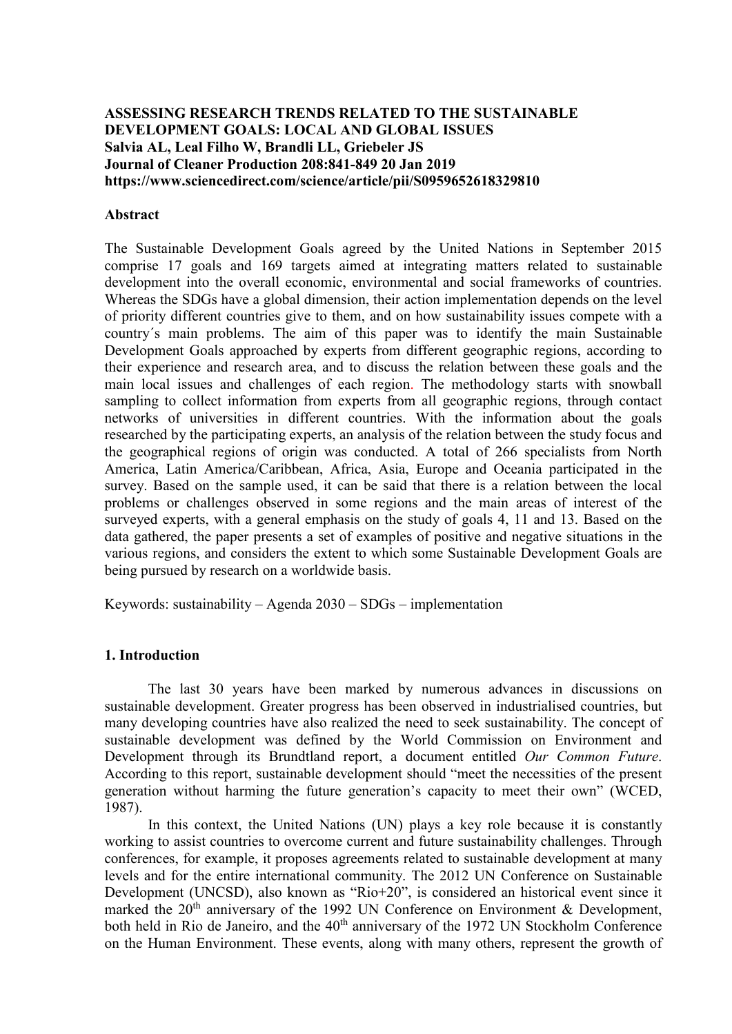**ASSESSING RESEARCH TRENDS RELATED TO THE SUSTAINABLE DEVELOPMENT GOALS: LOCAL AND GLOBAL ISSUES**
**Salvia AL, Leal Filho W, Brandli LL, Griebeler JS**
**Journal of Cleaner Production 208:841-849 20 Jan 2019**
**https://www.sciencedirect.com/science/article/pii/S0959652618329810**

**Abstract**

The Sustainable Development Goals agreed by the United Nations in September 2015 comprise 17 goals and 169 targets aimed at integrating matters related to sustainable development into the overall economic, environmental and social frameworks of countries. Whereas the SDGs have a global dimension, their action implementation depends on the level of priority different countries give to them, and on how sustainability issues compete with a country´s main problems. The aim of this paper was to identify the main Sustainable Development Goals approached by experts from different geographic regions, according to their experience and research area, and to discuss the relation between these goals and the main local issues and challenges of each region. The methodology starts with snowball sampling to collect information from experts from all geographic regions, through contact networks of universities in different countries. With the information about the goals researched by the participating experts, an analysis of the relation between the study focus and the geographical regions of origin was conducted. A total of 266 specialists from North America, Latin America/Caribbean, Africa, Asia, Europe and Oceania participated in the survey. Based on the sample used, it can be said that there is a relation between the local problems or challenges observed in some regions and the main areas of interest of the surveyed experts, with a general emphasis on the study of goals 4, 11 and 13. Based on the data gathered, the paper presents a set of examples of positive and negative situations in the various regions, and considers the extent to which some Sustainable Development Goals are being pursued by research on a worldwide basis.

Keywords: sustainability – Agenda 2030 – SDGs – implementation

## 1. Introduction

The last 30 years have been marked by numerous advances in discussions on sustainable development. Greater progress has been observed in industrialised countries, but many developing countries have also realized the need to seek sustainability. The concept of sustainable development was defined by the World Commission on Environment and Development through its Brundtland report, a document entitled *Our Common Future*. According to this report, sustainable development should "meet the necessities of the present generation without harming the future generation's capacity to meet their own" (WCED, 1987).

In this context, the United Nations (UN) plays a key role because it is constantly working to assist countries to overcome current and future sustainability challenges. Through conferences, for example, it proposes agreements related to sustainable development at many levels and for the entire international community. The 2012 UN Conference on Sustainable Development (UNCSD), also known as "Rio+20", is considered an historical event since it marked the 20th anniversary of the 1992 UN Conference on Environment & Development, both held in Rio de Janeiro, and the 40th anniversary of the 1972 UN Stockholm Conference on the Human Environment. These events, along with many others, represent the growth of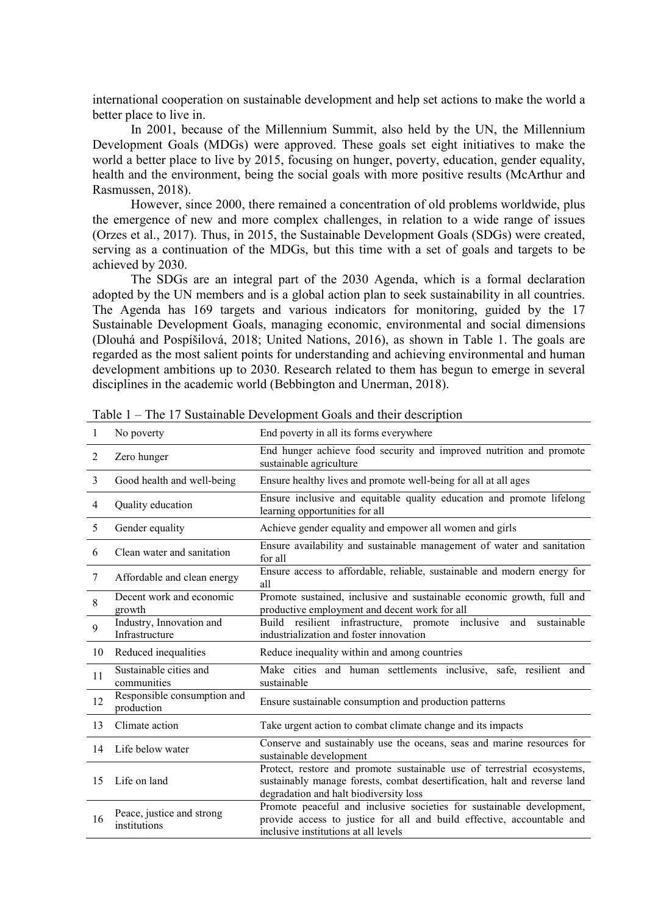international cooperation on sustainable development and help set actions to make the world a better place to live in.

In 2001, because of the Millennium Summit, also held by the UN, the Millennium Development Goals (MDGs) were approved. These goals set eight initiatives to make the world a better place to live by 2015, focusing on hunger, poverty, education, gender equality, health and the environment, being the social goals with more positive results (McArthur and Rasmussen, 2018).

However, since 2000, there remained a concentration of old problems worldwide, plus the emergence of new and more complex challenges, in relation to a wide range of issues (Orzes et al., 2017). Thus, in 2015, the Sustainable Development Goals (SDGs) were created, serving as a continuation of the MDGs, but this time with a set of goals and targets to be achieved by 2030.

The SDGs are an integral part of the 2030 Agenda, which is a formal declaration adopted by the UN members and is a global action plan to seek sustainability in all countries. The Agenda has 169 targets and various indicators for monitoring, guided by the 17 Sustainable Development Goals, managing economic, environmental and social dimensions (Dlouhá and Pospíšilová, 2018; United Nations, 2016), as shown in Table 1. The goals are regarded as the most salient points for understanding and achieving environmental and human development ambitions up to 2030. Research related to them has begun to emerge in several disciplines in the academic world (Bebbington and Unerman, 2018).

Table 1 – The 17 Sustainable Development Goals and their description

| | | |
|---|---|---|
| 1 | No poverty | End poverty in all its forms everywhere |
| 2 | Zero hunger | End hunger achieve food security and improved nutrition and promote sustainable agriculture |
| 3 | Good health and well-being | Ensure healthy lives and promote well-being for all at all ages |
| 4 | Quality education | Ensure inclusive and equitable quality education and promote lifelong learning opportunities for all |
| 5 | Gender equality | Achieve gender equality and empower all women and girls |
| 6 | Clean water and sanitation | Ensure availability and sustainable management of water and sanitation for all |
| 7 | Affordable and clean energy | Ensure access to affordable, reliable, sustainable and modern energy for all |
| 8 | Decent work and economic growth | Promote sustained, inclusive and sustainable economic growth, full and productive employment and decent work for all |
| 9 | Industry, Innovation and Infrastructure | Build resilient infrastructure, promote inclusive and sustainable industrialization and foster innovation |
| 10 | Reduced inequalities | Reduce inequality within and among countries |
| 11 | Sustainable cities and communities | Make cities and human settlements inclusive, safe, resilient and sustainable |
| 12 | Responsible consumption and production | Ensure sustainable consumption and production patterns |
| 13 | Climate action | Take urgent action to combat climate change and its impacts |
| 14 | Life below water | Conserve and sustainably use the oceans, seas and marine resources for sustainable development |
| 15 | Life on land | Protect, restore and promote sustainable use of terrestrial ecosystems, sustainably manage forests, combat desertification, halt and reverse land degradation and halt biodiversity loss |
| 16 | Peace, justice and strong institutions | Promote peaceful and inclusive societies for sustainable development, provide access to justice for all and build effective, accountable and inclusive institutions at all levels |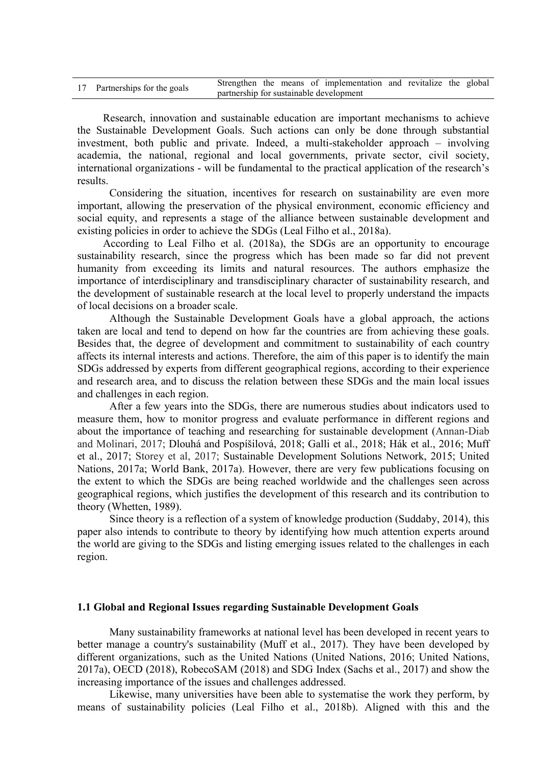| | | |
|---|---|---|
| 17 | Partnerships for the goals | Strengthen the means of implementation and revitalize the global partnership for sustainable development |

Research, innovation and sustainable education are important mechanisms to achieve the Sustainable Development Goals. Such actions can only be done through substantial investment, both public and private. Indeed, a multi-stakeholder approach – involving academia, the national, regional and local governments, private sector, civil society, international organizations - will be fundamental to the practical application of the research's results.

Considering the situation, incentives for research on sustainability are even more important, allowing the preservation of the physical environment, economic efficiency and social equity, and represents a stage of the alliance between sustainable development and existing policies in order to achieve the SDGs (Leal Filho et al., 2018a).

According to Leal Filho et al. (2018a), the SDGs are an opportunity to encourage sustainability research, since the progress which has been made so far did not prevent humanity from exceeding its limits and natural resources. The authors emphasize the importance of interdisciplinary and transdisciplinary character of sustainability research, and the development of sustainable research at the local level to properly understand the impacts of local decisions on a broader scale.

Although the Sustainable Development Goals have a global approach, the actions taken are local and tend to depend on how far the countries are from achieving these goals. Besides that, the degree of development and commitment to sustainability of each country affects its internal interests and actions. Therefore, the aim of this paper is to identify the main SDGs addressed by experts from different geographical regions, according to their experience and research area, and to discuss the relation between these SDGs and the main local issues and challenges in each region.

After a few years into the SDGs, there are numerous studies about indicators used to measure them, how to monitor progress and evaluate performance in different regions and about the importance of teaching and researching for sustainable development (Annan-Diab and Molinari, 2017; Dlouhá and Pospíšilová, 2018; Galli et al., 2018; Hák et al., 2016; Muff et al., 2017; Storey et al, 2017; Sustainable Development Solutions Network, 2015; United Nations, 2017a; World Bank, 2017a). However, there are very few publications focusing on the extent to which the SDGs are being reached worldwide and the challenges seen across geographical regions, which justifies the development of this research and its contribution to theory (Whetten, 1989).

Since theory is a reflection of a system of knowledge production (Suddaby, 2014), this paper also intends to contribute to theory by identifying how much attention experts around the world are giving to the SDGs and listing emerging issues related to the challenges in each region.

### 1.1 Global and Regional Issues regarding Sustainable Development Goals

Many sustainability frameworks at national level has been developed in recent years to better manage a country's sustainability (Muff et al., 2017). They have been developed by different organizations, such as the United Nations (United Nations, 2016; United Nations, 2017a), OECD (2018), RobecoSAM (2018) and SDG Index (Sachs et al., 2017) and show the increasing importance of the issues and challenges addressed.

Likewise, many universities have been able to systematise the work they perform, by means of sustainability policies (Leal Filho et al., 2018b). Aligned with this and the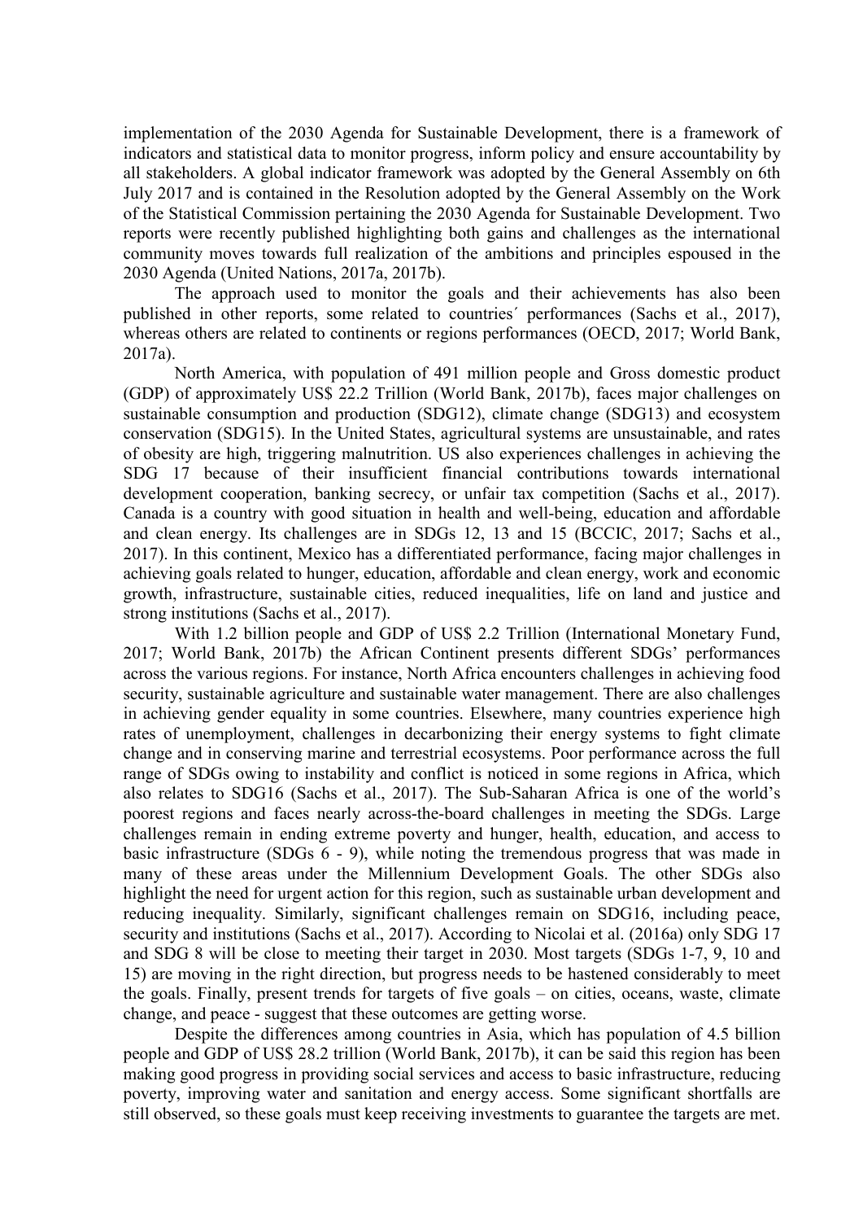implementation of the 2030 Agenda for Sustainable Development, there is a framework of indicators and statistical data to monitor progress, inform policy and ensure accountability by all stakeholders. A global indicator framework was adopted by the General Assembly on 6th July 2017 and is contained in the Resolution adopted by the General Assembly on the Work of the Statistical Commission pertaining the 2030 Agenda for Sustainable Development. Two reports were recently published highlighting both gains and challenges as the international community moves towards full realization of the ambitions and principles espoused in the 2030 Agenda (United Nations, 2017a, 2017b).

The approach used to monitor the goals and their achievements has also been published in other reports, some related to countries´ performances (Sachs et al., 2017), whereas others are related to continents or regions performances (OECD, 2017; World Bank, 2017a).

North America, with population of 491 million people and Gross domestic product (GDP) of approximately US$ 22.2 Trillion (World Bank, 2017b), faces major challenges on sustainable consumption and production (SDG12), climate change (SDG13) and ecosystem conservation (SDG15). In the United States, agricultural systems are unsustainable, and rates of obesity are high, triggering malnutrition. US also experiences challenges in achieving the SDG 17 because of their insufficient financial contributions towards international development cooperation, banking secrecy, or unfair tax competition (Sachs et al., 2017). Canada is a country with good situation in health and well-being, education and affordable and clean energy. Its challenges are in SDGs 12, 13 and 15 (BCCIC, 2017; Sachs et al., 2017). In this continent, Mexico has a differentiated performance, facing major challenges in achieving goals related to hunger, education, affordable and clean energy, work and economic growth, infrastructure, sustainable cities, reduced inequalities, life on land and justice and strong institutions (Sachs et al., 2017).

With 1.2 billion people and GDP of US$ 2.2 Trillion (International Monetary Fund, 2017; World Bank, 2017b) the African Continent presents different SDGs' performances across the various regions. For instance, North Africa encounters challenges in achieving food security, sustainable agriculture and sustainable water management. There are also challenges in achieving gender equality in some countries. Elsewhere, many countries experience high rates of unemployment, challenges in decarbonizing their energy systems to fight climate change and in conserving marine and terrestrial ecosystems. Poor performance across the full range of SDGs owing to instability and conflict is noticed in some regions in Africa, which also relates to SDG16 (Sachs et al., 2017). The Sub-Saharan Africa is one of the world's poorest regions and faces nearly across-the-board challenges in meeting the SDGs. Large challenges remain in ending extreme poverty and hunger, health, education, and access to basic infrastructure (SDGs 6 - 9), while noting the tremendous progress that was made in many of these areas under the Millennium Development Goals. The other SDGs also highlight the need for urgent action for this region, such as sustainable urban development and reducing inequality. Similarly, significant challenges remain on SDG16, including peace, security and institutions (Sachs et al., 2017). According to Nicolai et al. (2016a) only SDG 17 and SDG 8 will be close to meeting their target in 2030. Most targets (SDGs 1-7, 9, 10 and 15) are moving in the right direction, but progress needs to be hastened considerably to meet the goals. Finally, present trends for targets of five goals – on cities, oceans, waste, climate change, and peace - suggest that these outcomes are getting worse.

Despite the differences among countries in Asia, which has population of 4.5 billion people and GDP of US$ 28.2 trillion (World Bank, 2017b), it can be said this region has been making good progress in providing social services and access to basic infrastructure, reducing poverty, improving water and sanitation and energy access. Some significant shortfalls are still observed, so these goals must keep receiving investments to guarantee the targets are met.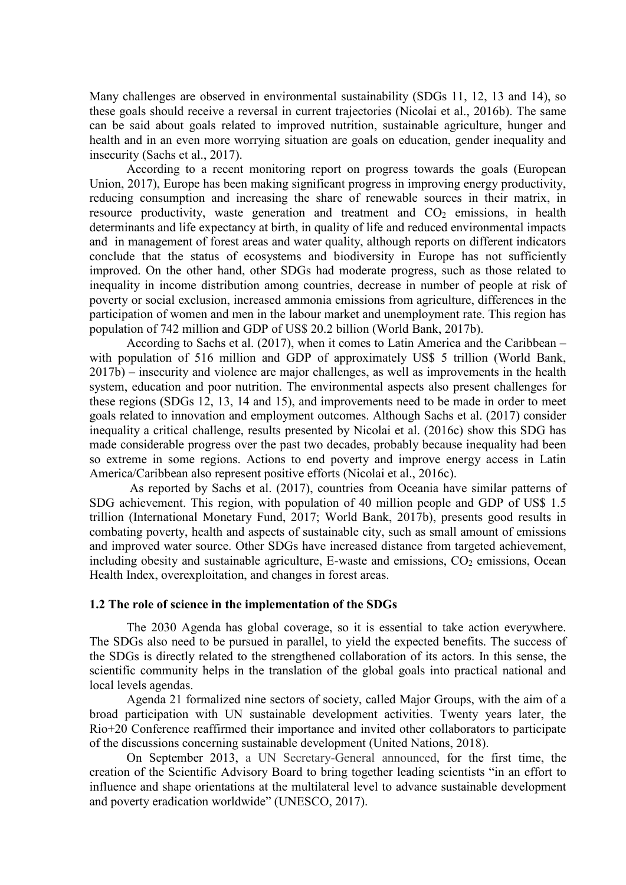Many challenges are observed in environmental sustainability (SDGs 11, 12, 13 and 14), so these goals should receive a reversal in current trajectories (Nicolai et al., 2016b). The same can be said about goals related to improved nutrition, sustainable agriculture, hunger and health and in an even more worrying situation are goals on education, gender inequality and insecurity (Sachs et al., 2017).

According to a recent monitoring report on progress towards the goals (European Union, 2017), Europe has been making significant progress in improving energy productivity, reducing consumption and increasing the share of renewable sources in their matrix, in resource productivity, waste generation and treatment and $CO_2$ emissions, in health determinants and life expectancy at birth, in quality of life and reduced environmental impacts and in management of forest areas and water quality, although reports on different indicators conclude that the status of ecosystems and biodiversity in Europe has not sufficiently improved. On the other hand, other SDGs had moderate progress, such as those related to inequality in income distribution among countries, decrease in number of people at risk of poverty or social exclusion, increased ammonia emissions from agriculture, differences in the participation of women and men in the labour market and unemployment rate. This region has population of 742 million and GDP of US$ 20.2 billion (World Bank, 2017b).

According to Sachs et al. (2017), when it comes to Latin America and the Caribbean – with population of 516 million and GDP of approximately US$ 5 trillion (World Bank, 2017b) – insecurity and violence are major challenges, as well as improvements in the health system, education and poor nutrition. The environmental aspects also present challenges for these regions (SDGs 12, 13, 14 and 15), and improvements need to be made in order to meet goals related to innovation and employment outcomes. Although Sachs et al. (2017) consider inequality a critical challenge, results presented by Nicolai et al. (2016c) show this SDG has made considerable progress over the past two decades, probably because inequality had been so extreme in some regions. Actions to end poverty and improve energy access in Latin America/Caribbean also represent positive efforts (Nicolai et al., 2016c).

As reported by Sachs et al. (2017), countries from Oceania have similar patterns of SDG achievement. This region, with population of 40 million people and GDP of US$ 1.5 trillion (International Monetary Fund, 2017; World Bank, 2017b), presents good results in combating poverty, health and aspects of sustainable city, such as small amount of emissions and improved water source. Other SDGs have increased distance from targeted achievement, including obesity and sustainable agriculture, E-waste and emissions, $CO_2$ emissions, Ocean Health Index, overexploitation, and changes in forest areas.

### 1.2 The role of science in the implementation of the SDGs

The 2030 Agenda has global coverage, so it is essential to take action everywhere. The SDGs also need to be pursued in parallel, to yield the expected benefits. The success of the SDGs is directly related to the strengthened collaboration of its actors. In this sense, the scientific community helps in the translation of the global goals into practical national and local levels agendas.

Agenda 21 formalized nine sectors of society, called Major Groups, with the aim of a broad participation with UN sustainable development activities. Twenty years later, the Rio+20 Conference reaffirmed their importance and invited other collaborators to participate of the discussions concerning sustainable development (United Nations, 2018).

On September 2013, a UN Secretary-General announced, for the first time, the creation of the Scientific Advisory Board to bring together leading scientists "in an effort to influence and shape orientations at the multilateral level to advance sustainable development and poverty eradication worldwide" (UNESCO, 2017).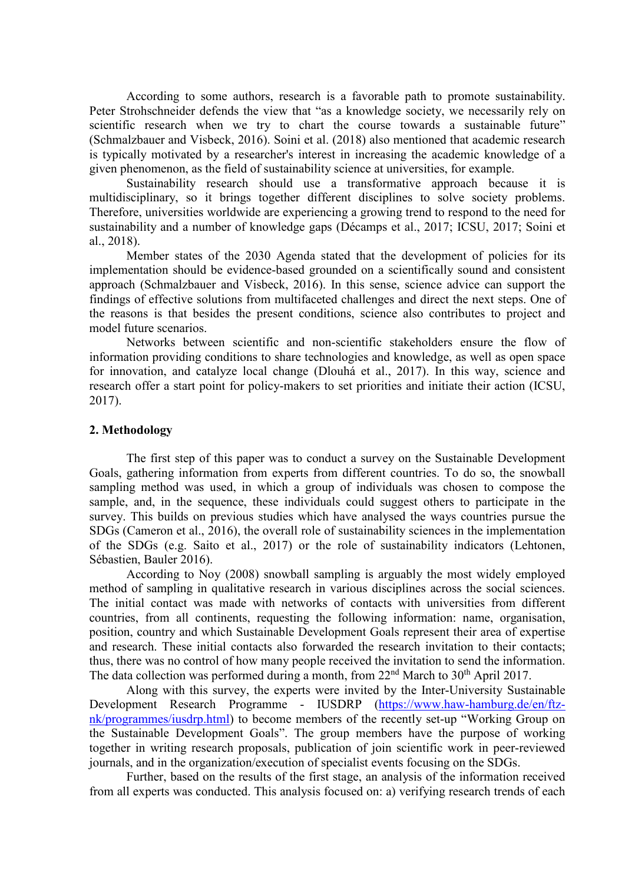According to some authors, research is a favorable path to promote sustainability. Peter Strohschneider defends the view that “as a knowledge society, we necessarily rely on scientific research when we try to chart the course towards a sustainable future” (Schmalzbauer and Visbeck, 2016). Soini et al. (2018) also mentioned that academic research is typically motivated by a researcher's interest in increasing the academic knowledge of a given phenomenon, as the field of sustainability science at universities, for example.

Sustainability research should use a transformative approach because it is multidisciplinary, so it brings together different disciplines to solve society problems. Therefore, universities worldwide are experiencing a growing trend to respond to the need for sustainability and a number of knowledge gaps (Décamps et al., 2017; ICSU, 2017; Soini et al., 2018).

Member states of the 2030 Agenda stated that the development of policies for its implementation should be evidence-based grounded on a scientifically sound and consistent approach (Schmalzbauer and Visbeck, 2016). In this sense, science advice can support the findings of effective solutions from multifaceted challenges and direct the next steps. One of the reasons is that besides the present conditions, science also contributes to project and model future scenarios.

Networks between scientific and non-scientific stakeholders ensure the flow of information providing conditions to share technologies and knowledge, as well as open space for innovation, and catalyze local change (Dlouhá et al., 2017). In this way, science and research offer a start point for policy-makers to set priorities and initiate their action (ICSU, 2017).

## 2. Methodology

The first step of this paper was to conduct a survey on the Sustainable Development Goals, gathering information from experts from different countries. To do so, the snowball sampling method was used, in which a group of individuals was chosen to compose the sample, and, in the sequence, these individuals could suggest others to participate in the survey. This builds on previous studies which have analysed the ways countries pursue the SDGs (Cameron et al., 2016), the overall role of sustainability sciences in the implementation of the SDGs (e.g. Saito et al., 2017) or the role of sustainability indicators (Lehtonen, Sébastien, Bauler 2016).

According to Noy (2008) snowball sampling is arguably the most widely employed method of sampling in qualitative research in various disciplines across the social sciences. The initial contact was made with networks of contacts with universities from different countries, from all continents, requesting the following information: name, organisation, position, country and which Sustainable Development Goals represent their area of expertise and research. These initial contacts also forwarded the research invitation to their contacts; thus, there was no control of how many people received the invitation to send the information. The data collection was performed during a month, from 22nd March to 30th April 2017.

Along with this survey, the experts were invited by the Inter-University Sustainable Development Research Programme - IUSDRP (https://www.haw-hamburg.de/en/ftz-nk/programmes/iusdrp.html) to become members of the recently set-up “Working Group on the Sustainable Development Goals”. The group members have the purpose of working together in writing research proposals, publication of join scientific work in peer-reviewed journals, and in the organization/execution of specialist events focusing on the SDGs.

Further, based on the results of the first stage, an analysis of the information received from all experts was conducted. This analysis focused on: a) verifying research trends of each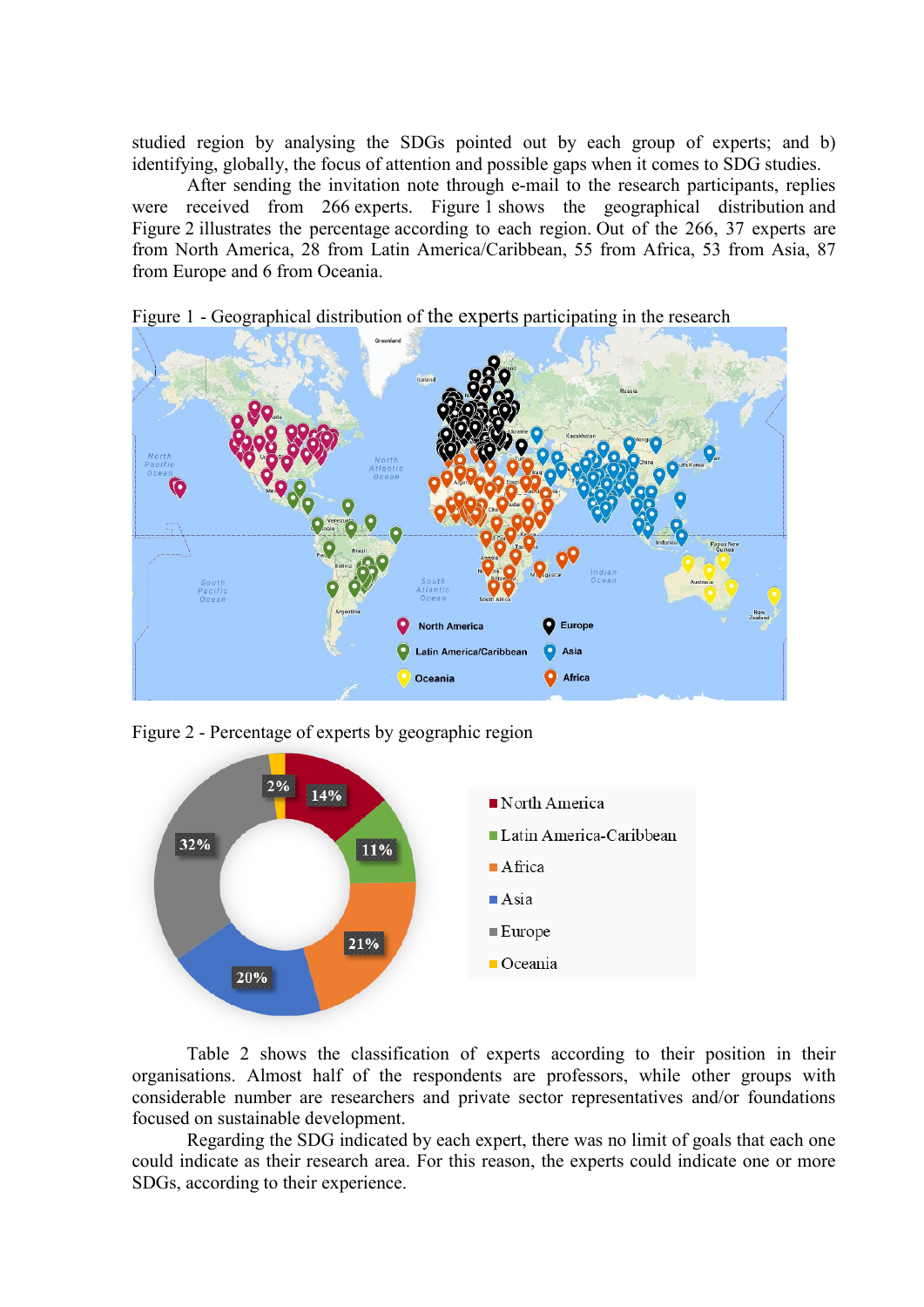studied region by analysing the SDGs pointed out by each group of experts; and b) identifying, globally, the focus of attention and possible gaps when it comes to SDG studies.

After sending the invitation note through e-mail to the research participants, replies were received from 266 experts. Figure 1 shows the geographical distribution and Figure 2 illustrates the percentage according to each region. Out of the 266, 37 experts are from North America, 28 from Latin America/Caribbean, 55 from Africa, 53 from Asia, 87 from Europe and 6 from Oceania.

Figure 1 - Geographical distribution of the experts participating in the research

Figure 2 - Percentage of experts by geographic region

Table 2 shows the classification of experts according to their position in their organisations. Almost half of the respondents are professors, while other groups with considerable number are researchers and private sector representatives and/or foundations focused on sustainable development.

Regarding the SDG indicated by each expert, there was no limit of goals that each one could indicate as their research area. For this reason, the experts could indicate one or more SDGs, according to their experience.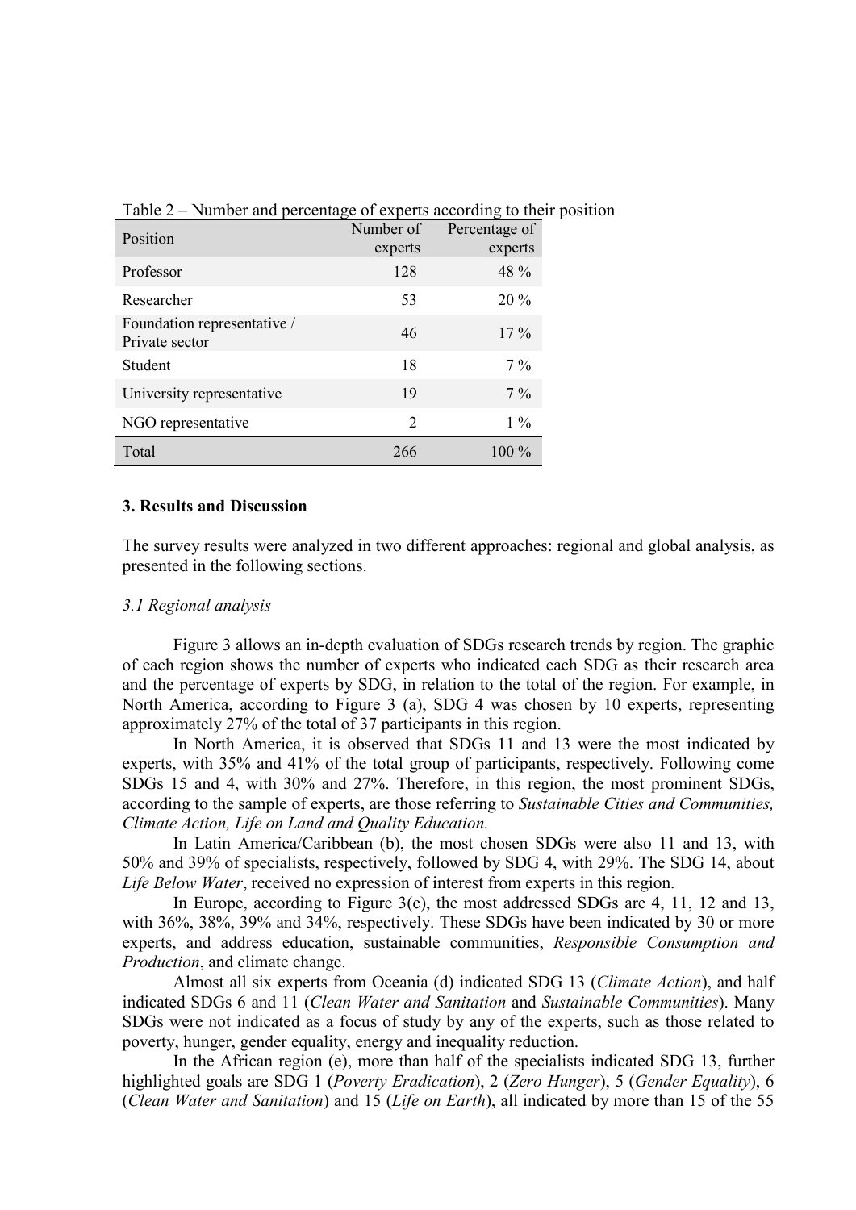Table 2 – Number and percentage of experts according to their position

| Position | Number of experts | Percentage of experts |
|---|---|---|
| Professor | 128 | 48 % |
| Researcher | 53 | 20 % |
| Foundation representative / Private sector | 46 | 17 % |
| Student | 18 | 7 % |
| University representative | 19 | 7 % |
| NGO representative | 2 | 1 % |
| Total | 266 | 100 % |

## 3. Results and Discussion

The survey results were analyzed in two different approaches: regional and global analysis, as presented in the following sections.

### *3.1 Regional analysis*

Figure 3 allows an in-depth evaluation of SDGs research trends by region. The graphic of each region shows the number of experts who indicated each SDG as their research area and the percentage of experts by SDG, in relation to the total of the region. For example, in North America, according to Figure 3 (a), SDG 4 was chosen by 10 experts, representing approximately 27% of the total of 37 participants in this region.

In North America, it is observed that SDGs 11 and 13 were the most indicated by experts, with 35% and 41% of the total group of participants, respectively. Following come SDGs 15 and 4, with 30% and 27%. Therefore, in this region, the most prominent SDGs, according to the sample of experts, are those referring to *Sustainable Cities and Communities, Climate Action, Life on Land and Quality Education.*

In Latin America/Caribbean (b), the most chosen SDGs were also 11 and 13, with 50% and 39% of specialists, respectively, followed by SDG 4, with 29%. The SDG 14, about *Life Below Water*, received no expression of interest from experts in this region.

In Europe, according to Figure 3(c), the most addressed SDGs are 4, 11, 12 and 13, with 36%, 38%, 39% and 34%, respectively. These SDGs have been indicated by 30 or more experts, and address education, sustainable communities, *Responsible Consumption and Production*, and climate change.

Almost all six experts from Oceania (d) indicated SDG 13 (*Climate Action*), and half indicated SDGs 6 and 11 (*Clean Water and Sanitation* and *Sustainable Communities*). Many SDGs were not indicated as a focus of study by any of the experts, such as those related to poverty, hunger, gender equality, energy and inequality reduction.

In the African region (e), more than half of the specialists indicated SDG 13, further highlighted goals are SDG 1 (*Poverty Eradication*), 2 (*Zero Hunger*), 5 (*Gender Equality*), 6 (*Clean Water and Sanitation*) and 15 (*Life on Earth*), all indicated by more than 15 of the 55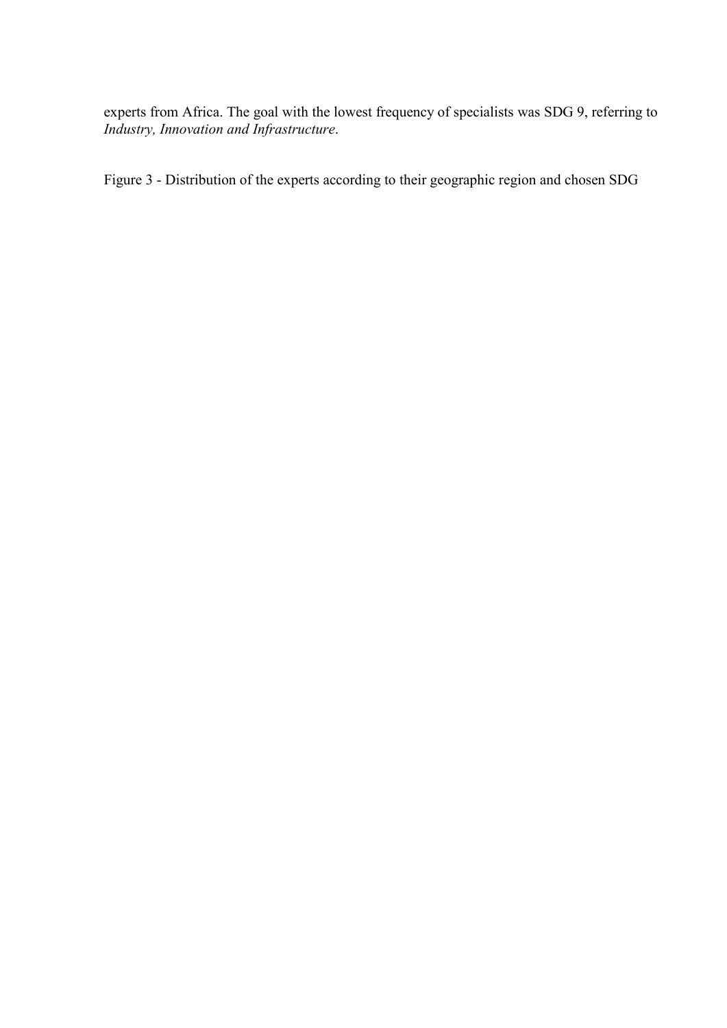experts from Africa. The goal with the lowest frequency of specialists was SDG 9, referring to *Industry, Innovation and Infrastructure*.

Figure 3 - Distribution of the experts according to their geographic region and chosen SDG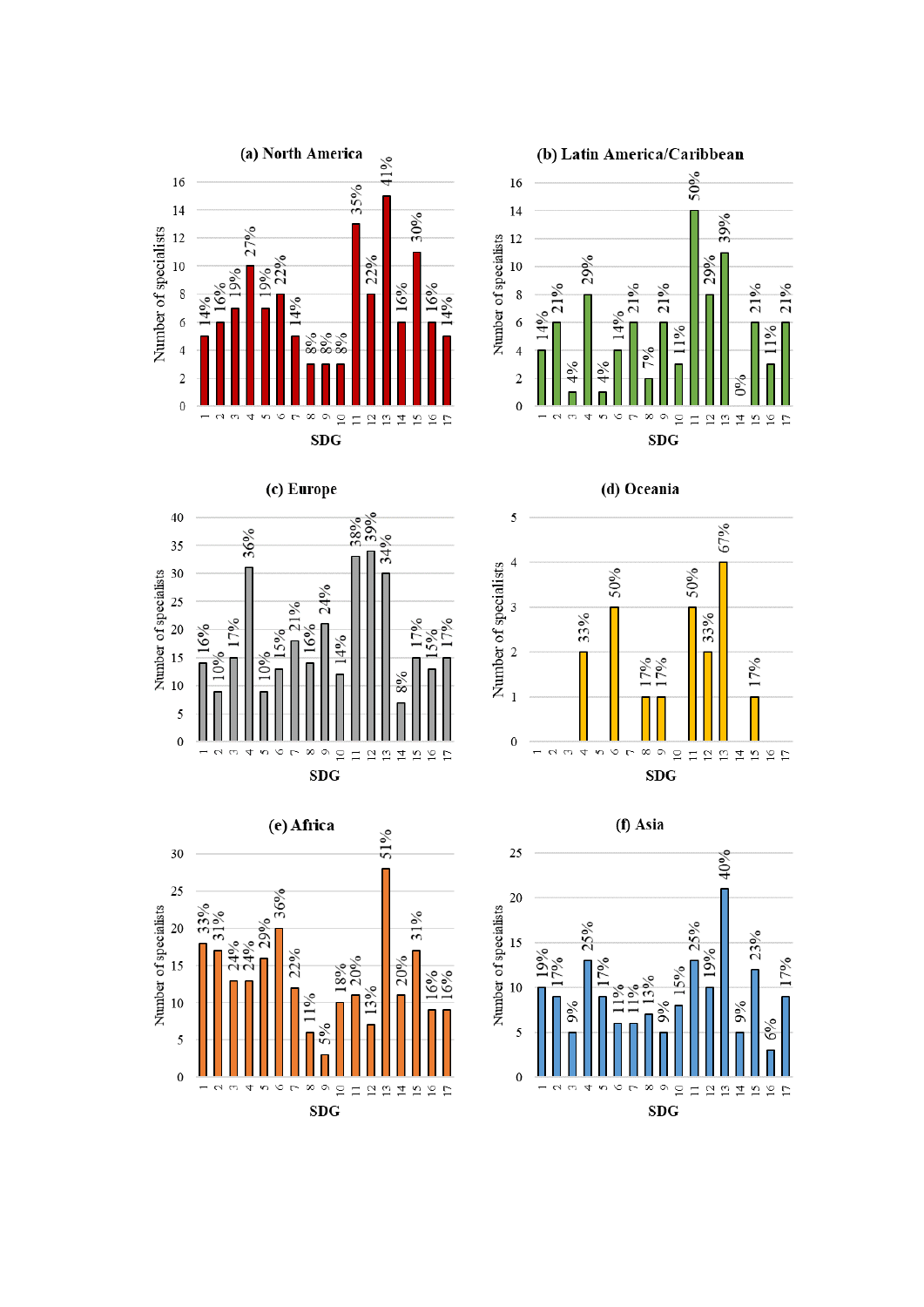**(a) North America** | **(b) Latin America/Caribbean** | **(c) Europe** | **(d) Oceania** | **(e) Africa** | **(f) Asia**

Y-axis: Number of specialists; X-axis: SDG

| SDG | (a) North America | (b) Latin America/Caribbean | (c) Europe | (d) Oceania | (e) Africa | (f) Asia |
|---|---|---|---|---|---|---|
| 1 | 14% | 14% | 16% | | 33% | 19% |
| 2 | 16% | 21% | 10% | | 31% | 17% |
| 3 | 19% | 4% | 17% | | 24% | 9% |
| 4 | 27% | 29% | 36% | 33% | 24% | 25% |
| 5 | 19% | 4% | 10% | | 29% | 17% |
| 6 | 22% | 14% | 15% | 50% | 36% | 11% |
| 7 | 14% | 21% | 21% | | 22% | 11% |
| 8 | 8% | 7% | 16% | 17% | 11% | 13% |
| 9 | 8% | 21% | 24% | 17% | 5% | 9% |
| 10 | 8% | 11% | 14% | | 18% | 15% |
| 11 | 35% | 50% | 38% | 50% | 20% | 25% |
| 12 | 22% | 29% | 39% | 33% | 13% | 19% |
| 13 | 41% | 39% | 34% | 67% | 51% | 40% |
| 14 | 16% | 0% | 8% | | 20% | 9% |
| 15 | 30% | 21% | 17% | 17% | 31% | 23% |
| 16 | 16% | 11% | 15% | | 16% | 6% |
| 17 | 14% | 21% | 17% | | 16% | 17% |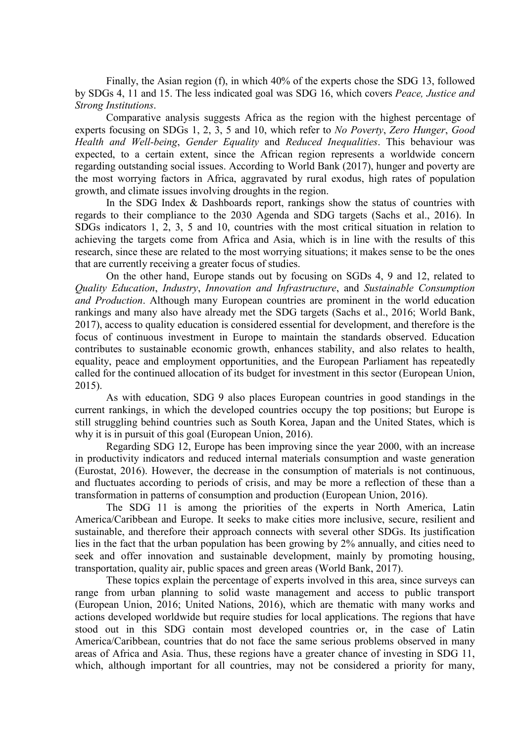Finally, the Asian region (f), in which 40% of the experts chose the SDG 13, followed by SDGs 4, 11 and 15. The less indicated goal was SDG 16, which covers *Peace, Justice and Strong Institutions*.

Comparative analysis suggests Africa as the region with the highest percentage of experts focusing on SDGs 1, 2, 3, 5 and 10, which refer to *No Poverty*, *Zero Hunger*, *Good Health and Well-being*, *Gender Equality* and *Reduced Inequalities*. This behaviour was expected, to a certain extent, since the African region represents a worldwide concern regarding outstanding social issues. According to World Bank (2017), hunger and poverty are the most worrying factors in Africa, aggravated by rural exodus, high rates of population growth, and climate issues involving droughts in the region.

In the SDG Index & Dashboards report, rankings show the status of countries with regards to their compliance to the 2030 Agenda and SDG targets (Sachs et al., 2016). In SDGs indicators 1, 2, 3, 5 and 10, countries with the most critical situation in relation to achieving the targets come from Africa and Asia, which is in line with the results of this research, since these are related to the most worrying situations; it makes sense to be the ones that are currently receiving a greater focus of studies.

On the other hand, Europe stands out by focusing on SGDs 4, 9 and 12, related to *Quality Education*, *Industry*, *Innovation and Infrastructure*, and *Sustainable Consumption and Production*. Although many European countries are prominent in the world education rankings and many also have already met the SDG targets (Sachs et al., 2016; World Bank, 2017), access to quality education is considered essential for development, and therefore is the focus of continuous investment in Europe to maintain the standards observed. Education contributes to sustainable economic growth, enhances stability, and also relates to health, equality, peace and employment opportunities, and the European Parliament has repeatedly called for the continued allocation of its budget for investment in this sector (European Union, 2015).

As with education, SDG 9 also places European countries in good standings in the current rankings, in which the developed countries occupy the top positions; but Europe is still struggling behind countries such as South Korea, Japan and the United States, which is why it is in pursuit of this goal (European Union, 2016).

Regarding SDG 12, Europe has been improving since the year 2000, with an increase in productivity indicators and reduced internal materials consumption and waste generation (Eurostat, 2016). However, the decrease in the consumption of materials is not continuous, and fluctuates according to periods of crisis, and may be more a reflection of these than a transformation in patterns of consumption and production (European Union, 2016).

The SDG 11 is among the priorities of the experts in North America, Latin America/Caribbean and Europe. It seeks to make cities more inclusive, secure, resilient and sustainable, and therefore their approach connects with several other SDGs. Its justification lies in the fact that the urban population has been growing by 2% annually, and cities need to seek and offer innovation and sustainable development, mainly by promoting housing, transportation, quality air, public spaces and green areas (World Bank, 2017).

These topics explain the percentage of experts involved in this area, since surveys can range from urban planning to solid waste management and access to public transport (European Union, 2016; United Nations, 2016), which are thematic with many works and actions developed worldwide but require studies for local applications. The regions that have stood out in this SDG contain most developed countries or, in the case of Latin America/Caribbean, countries that do not face the same serious problems observed in many areas of Africa and Asia. Thus, these regions have a greater chance of investing in SDG 11, which, although important for all countries, may not be considered a priority for many,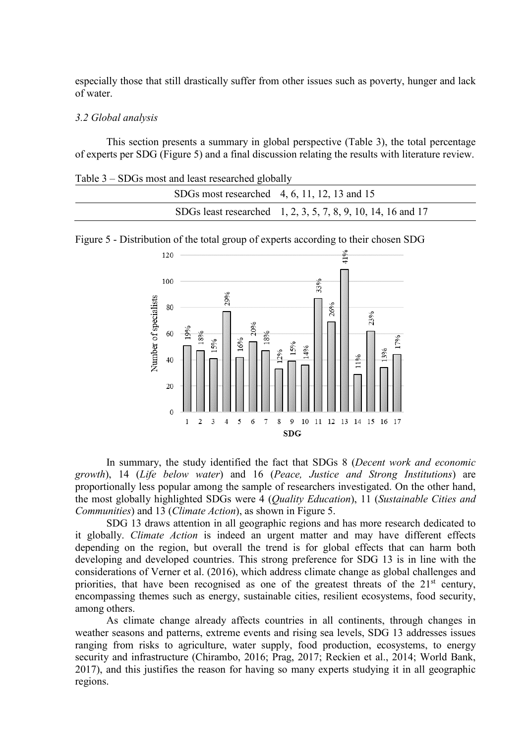especially those that still drastically suffer from other issues such as poverty, hunger and lack of water.

### *3.2 Global analysis*

This section presents a summary in global perspective (Table 3), the total percentage of experts per SDG (Figure 5) and a final discussion relating the results with literature review.

Table 3 – SDGs most and least researched globally

| | |
|---|---|
| SDGs most researched | 4, 6, 11, 12, 13 and 15 |
| SDGs least researched | 1, 2, 3, 5, 7, 8, 9, 10, 14, 16 and 17 |

Figure 5 - Distribution of the total group of experts according to their chosen SDG

In summary, the study identified the fact that SDGs 8 (*Decent work and economic growth*), 14 (*Life below water*) and 16 (*Peace, Justice and Strong Institutions*) are proportionally less popular among the sample of researchers investigated. On the other hand, the most globally highlighted SDGs were 4 (*Quality Education*), 11 (*Sustainable Cities and Communities*) and 13 (*Climate Action*), as shown in Figure 5.

SDG 13 draws attention in all geographic regions and has more research dedicated to it globally. *Climate Action* is indeed an urgent matter and may have different effects depending on the region, but overall the trend is for global effects that can harm both developing and developed countries. This strong preference for SDG 13 is in line with the considerations of Verner et al. (2016), which address climate change as global challenges and priorities, that have been recognised as one of the greatest threats of the 21st century, encompassing themes such as energy, sustainable cities, resilient ecosystems, food security, among others.

As climate change already affects countries in all continents, through changes in weather seasons and patterns, extreme events and rising sea levels, SDG 13 addresses issues ranging from risks to agriculture, water supply, food production, ecosystems, to energy security and infrastructure (Chirambo, 2016; Prag, 2017; Reckien et al., 2014; World Bank, 2017), and this justifies the reason for having so many experts studying it in all geographic regions.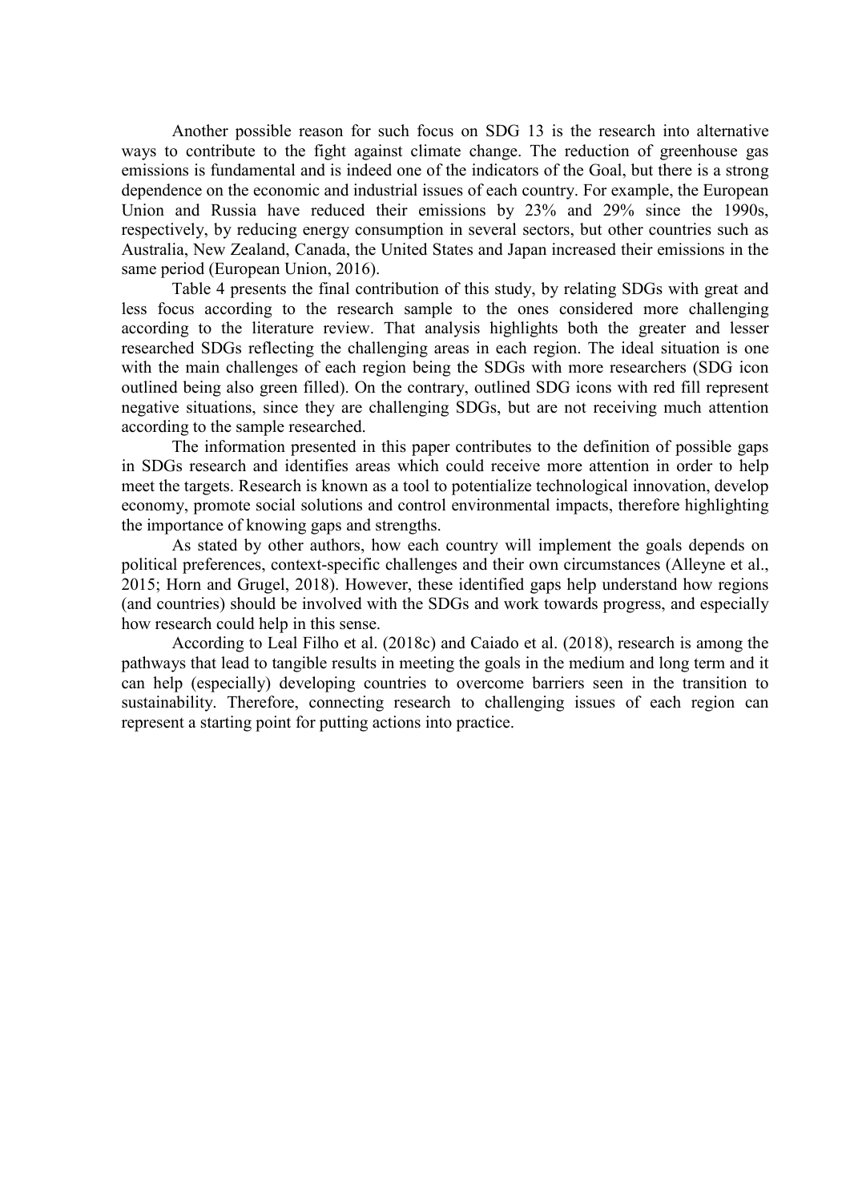Another possible reason for such focus on SDG 13 is the research into alternative ways to contribute to the fight against climate change. The reduction of greenhouse gas emissions is fundamental and is indeed one of the indicators of the Goal, but there is a strong dependence on the economic and industrial issues of each country. For example, the European Union and Russia have reduced their emissions by 23% and 29% since the 1990s, respectively, by reducing energy consumption in several sectors, but other countries such as Australia, New Zealand, Canada, the United States and Japan increased their emissions in the same period (European Union, 2016).

Table 4 presents the final contribution of this study, by relating SDGs with great and less focus according to the research sample to the ones considered more challenging according to the literature review. That analysis highlights both the greater and lesser researched SDGs reflecting the challenging areas in each region. The ideal situation is one with the main challenges of each region being the SDGs with more researchers (SDG icon outlined being also green filled). On the contrary, outlined SDG icons with red fill represent negative situations, since they are challenging SDGs, but are not receiving much attention according to the sample researched.

The information presented in this paper contributes to the definition of possible gaps in SDGs research and identifies areas which could receive more attention in order to help meet the targets. Research is known as a tool to potentialize technological innovation, develop economy, promote social solutions and control environmental impacts, therefore highlighting the importance of knowing gaps and strengths.

As stated by other authors, how each country will implement the goals depends on political preferences, context-specific challenges and their own circumstances (Alleyne et al., 2015; Horn and Grugel, 2018). However, these identified gaps help understand how regions (and countries) should be involved with the SDGs and work towards progress, and especially how research could help in this sense.

According to Leal Filho et al. (2018c) and Caiado et al. (2018), research is among the pathways that lead to tangible results in meeting the goals in the medium and long term and it can help (especially) developing countries to overcome barriers seen in the transition to sustainability. Therefore, connecting research to challenging issues of each region can represent a starting point for putting actions into practice.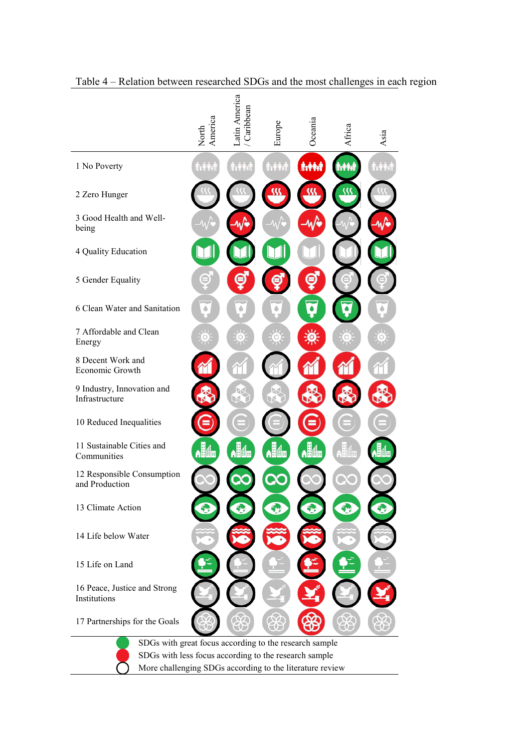Table 4 – Relation between researched SDGs and the most challenges in each region

| | North America | Latin America / Caribbean | Europe | Oceania | Africa | Asia |
|---|---|---|---|---|---|---|
| 1 No Poverty | Grey | Grey | Grey | Red | Green, outlined | Grey |
| 2 Zero Hunger | Grey, outlined | Grey, outlined | Red, outlined | Red, outlined | Green, outlined | Grey, outlined |
| 3 Good Health and Well-being | Grey | Red, outlined | Grey | Red | Grey, outlined | Red, outlined |
| 4 Quality Education | Green | Green, outlined | Green | Grey | Grey, outlined | Green, outlined |
| 5 Gender Equality | Grey | Red | Red, outlined | Red | Grey, outlined | Grey, outlined |
| 6 Clean Water and Sanitation | Grey | Grey | Grey | Green | Green, outlined | Grey |
| 7 Affordable and Clean Energy | Grey | Grey | Grey | Red | Grey | Grey |
| 8 Decent Work and Economic Growth | Red, outlined | Grey | Grey, outlined | Red | Red | Grey |
| 9 Industry, Innovation and Infrastructure | Red, outlined | Grey | Grey | Red | Red, outlined | Red |
| 10 Reduced Inequalities | Red, outlined | Grey | Grey, outlined | Red | Grey | Grey |
| 11 Sustainable Cities and Communities | Green | Green | Green | Green | Grey | Green, outlined |
| 12 Responsible Consumption and Production | Grey, outlined | Green, outlined | Green | Grey, outlined | Grey | Grey, outlined |
| 13 Climate Action | Green, outlined | Green, outlined | Green | Green, outlined | Green | Green, outlined |
| 14 Life below Water | Grey | Red, outlined | Red | Red, outlined | Grey | Grey, outlined |
| 15 Life on Land | Green, outlined | Grey, outlined | Grey | Red, outlined | Green | Grey |
| 16 Peace, Justice and Strong Institutions | Grey, outlined | Grey, outlined | Grey | Red | Grey, outlined | Red, outlined |
| 17 Partnerships for the Goals | Grey, outlined | Grey | Grey | Red | Grey | Grey |

- Green: SDGs with great focus according to the research sample
- Red: SDGs with less focus according to the research sample
- Outlined (black circle): More challenging SDGs according to the literature review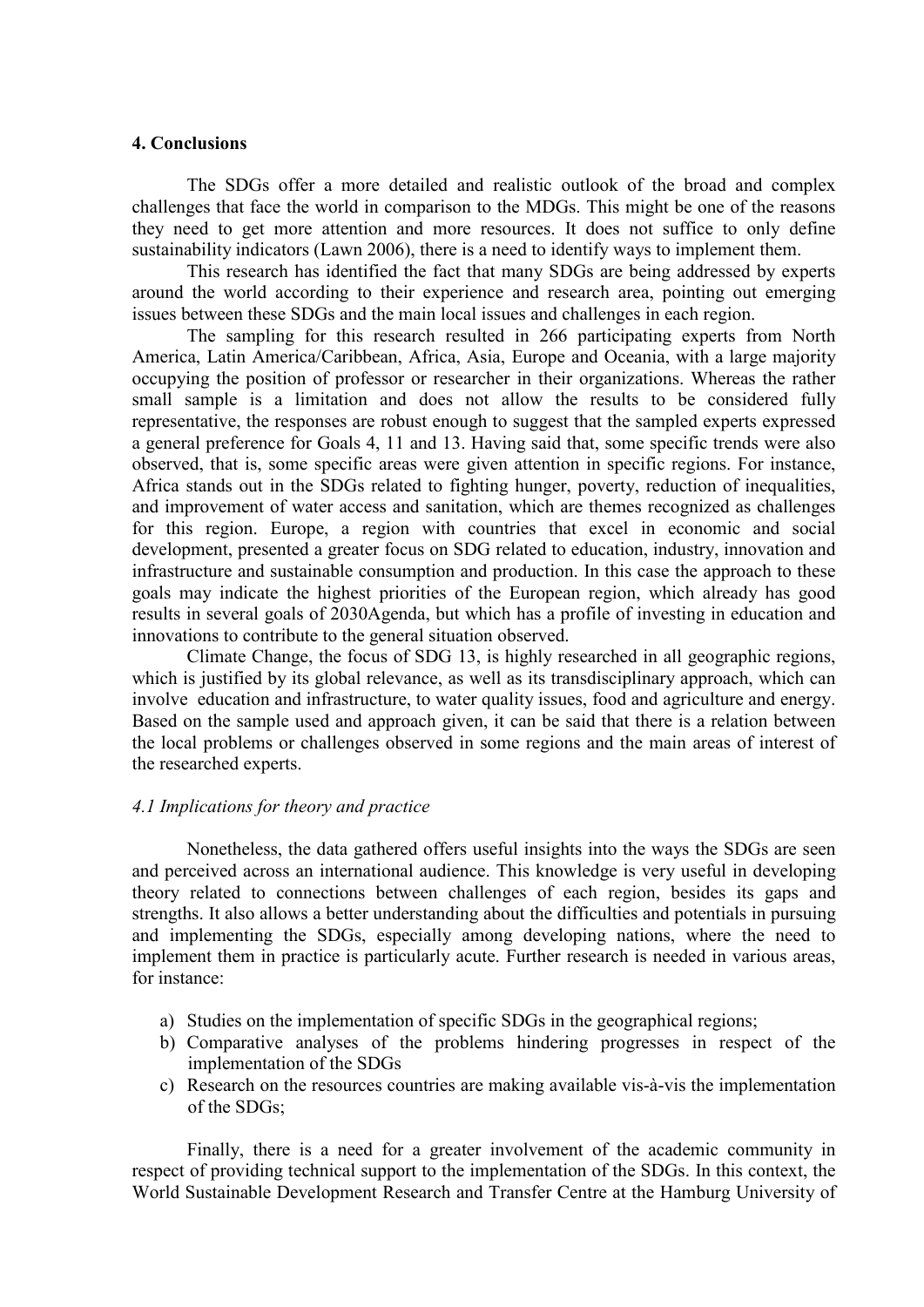## 4. Conclusions

The SDGs offer a more detailed and realistic outlook of the broad and complex challenges that face the world in comparison to the MDGs. This might be one of the reasons they need to get more attention and more resources. It does not suffice to only define sustainability indicators (Lawn 2006), there is a need to identify ways to implement them.

This research has identified the fact that many SDGs are being addressed by experts around the world according to their experience and research area, pointing out emerging issues between these SDGs and the main local issues and challenges in each region.

The sampling for this research resulted in 266 participating experts from North America, Latin America/Caribbean, Africa, Asia, Europe and Oceania, with a large majority occupying the position of professor or researcher in their organizations. Whereas the rather small sample is a limitation and does not allow the results to be considered fully representative, the responses are robust enough to suggest that the sampled experts expressed a general preference for Goals 4, 11 and 13. Having said that, some specific trends were also observed, that is, some specific areas were given attention in specific regions. For instance, Africa stands out in the SDGs related to fighting hunger, poverty, reduction of inequalities, and improvement of water access and sanitation, which are themes recognized as challenges for this region. Europe, a region with countries that excel in economic and social development, presented a greater focus on SDG related to education, industry, innovation and infrastructure and sustainable consumption and production. In this case the approach to these goals may indicate the highest priorities of the European region, which already has good results in several goals of 2030Agenda, but which has a profile of investing in education and innovations to contribute to the general situation observed.

Climate Change, the focus of SDG 13, is highly researched in all geographic regions, which is justified by its global relevance, as well as its transdisciplinary approach, which can involve education and infrastructure, to water quality issues, food and agriculture and energy. Based on the sample used and approach given, it can be said that there is a relation between the local problems or challenges observed in some regions and the main areas of interest of the researched experts.

### *4.1 Implications for theory and practice*

Nonetheless, the data gathered offers useful insights into the ways the SDGs are seen and perceived across an international audience. This knowledge is very useful in developing theory related to connections between challenges of each region, besides its gaps and strengths. It also allows a better understanding about the difficulties and potentials in pursuing and implementing the SDGs, especially among developing nations, where the need to implement them in practice is particularly acute. Further research is needed in various areas, for instance:

a) Studies on the implementation of specific SDGs in the geographical regions;
b) Comparative analyses of the problems hindering progresses in respect of the implementation of the SDGs
c) Research on the resources countries are making available vis-à-vis the implementation of the SDGs;

Finally, there is a need for a greater involvement of the academic community in respect of providing technical support to the implementation of the SDGs. In this context, the World Sustainable Development Research and Transfer Centre at the Hamburg University of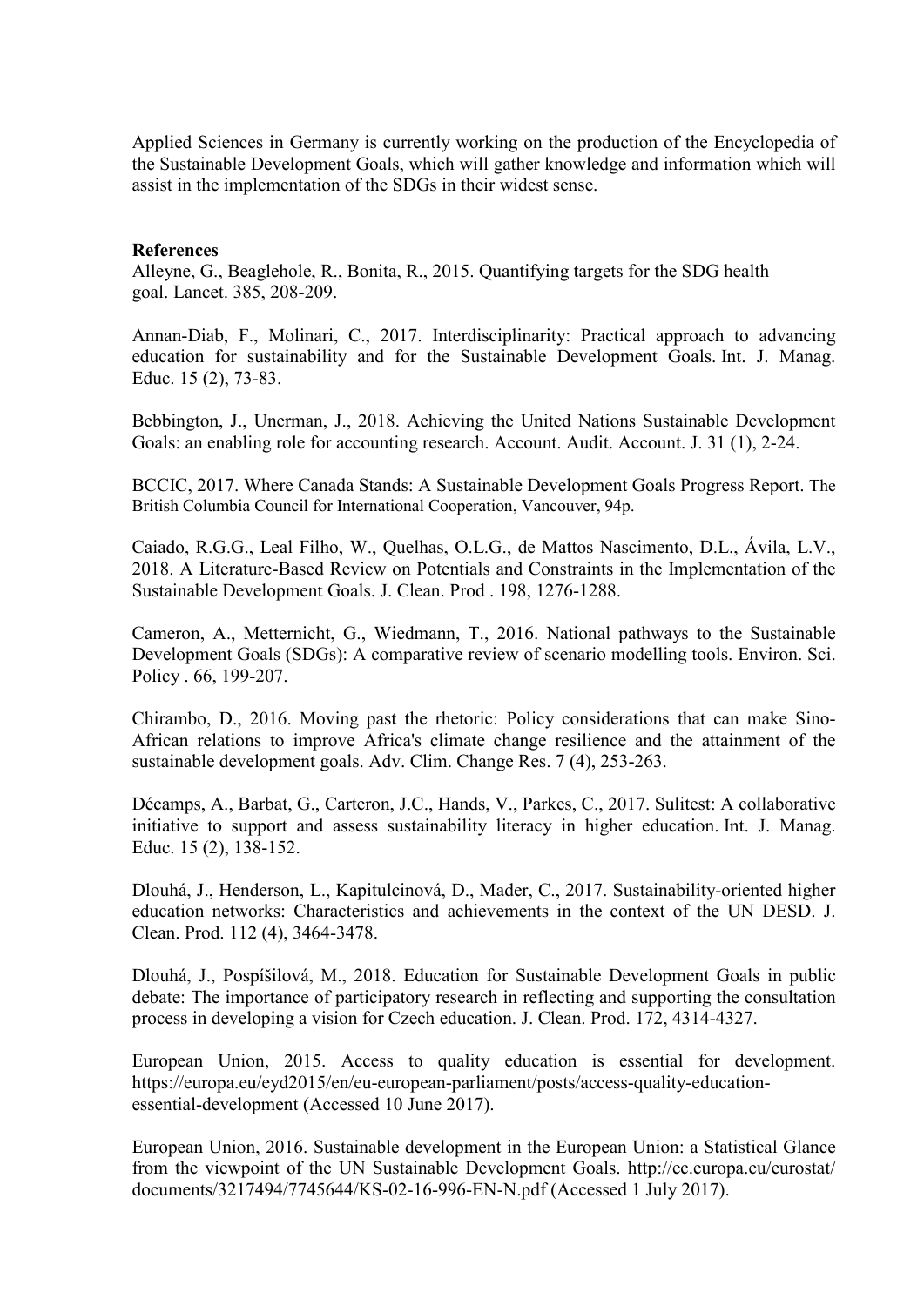Applied Sciences in Germany is currently working on the production of the Encyclopedia of the Sustainable Development Goals, which will gather knowledge and information which will assist in the implementation of the SDGs in their widest sense.

**References**

Alleyne, G., Beaglehole, R., Bonita, R., 2015. Quantifying targets for the SDG health goal. Lancet. 385, 208-209.

Annan-Diab, F., Molinari, C., 2017. Interdisciplinarity: Practical approach to advancing education for sustainability and for the Sustainable Development Goals. Int. J. Manag. Educ. 15 (2), 73-83.

Bebbington, J., Unerman, J., 2018. Achieving the United Nations Sustainable Development Goals: an enabling role for accounting research. Account. Audit. Account. J. 31 (1), 2-24.

BCCIC, 2017. Where Canada Stands: A Sustainable Development Goals Progress Report. The British Columbia Council for International Cooperation, Vancouver, 94p.

Caiado, R.G.G., Leal Filho, W., Quelhas, O.L.G., de Mattos Nascimento, D.L., Ávila, L.V., 2018. A Literature-Based Review on Potentials and Constraints in the Implementation of the Sustainable Development Goals. J. Clean. Prod . 198, 1276-1288.

Cameron, A., Metternicht, G., Wiedmann, T., 2016. National pathways to the Sustainable Development Goals (SDGs): A comparative review of scenario modelling tools. Environ. Sci. Policy . 66, 199-207.

Chirambo, D., 2016. Moving past the rhetoric: Policy considerations that can make Sino-African relations to improve Africa's climate change resilience and the attainment of the sustainable development goals. Adv. Clim. Change Res. 7 (4), 253-263.

Décamps, A., Barbat, G., Carteron, J.C., Hands, V., Parkes, C., 2017. Sulitest: A collaborative initiative to support and assess sustainability literacy in higher education. Int. J. Manag. Educ. 15 (2), 138-152.

Dlouhá, J., Henderson, L., Kapitulcinová, D., Mader, C., 2017. Sustainability-oriented higher education networks: Characteristics and achievements in the context of the UN DESD. J. Clean. Prod. 112 (4), 3464-3478.

Dlouhá, J., Pospíšilová, M., 2018. Education for Sustainable Development Goals in public debate: The importance of participatory research in reflecting and supporting the consultation process in developing a vision for Czech education. J. Clean. Prod. 172, 4314-4327.

European Union, 2015. Access to quality education is essential for development. https://europa.eu/eyd2015/en/eu-european-parliament/posts/access-quality-education-essential-development (Accessed 10 June 2017).

European Union, 2016. Sustainable development in the European Union: a Statistical Glance from the viewpoint of the UN Sustainable Development Goals. http://ec.europa.eu/eurostat/documents/3217494/7745644/KS-02-16-996-EN-N.pdf (Accessed 1 July 2017).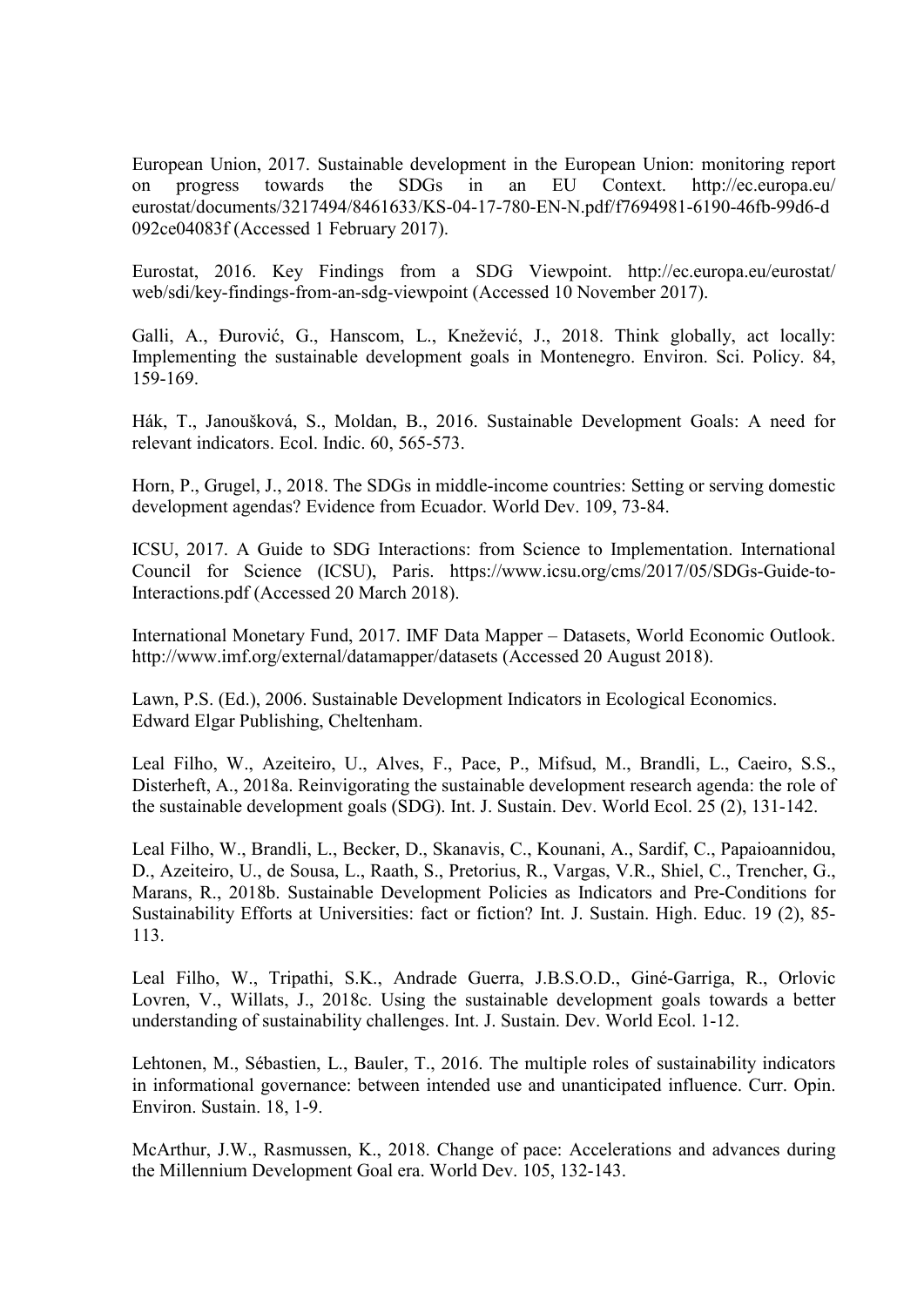European Union, 2017. Sustainable development in the European Union: monitoring report on progress towards the SDGs in an EU Context. http://ec.europa.eu/eurostat/documents/3217494/8461633/KS-04-17-780-EN-N.pdf/f7694981-6190-46fb-99d6-d092ce04083f (Accessed 1 February 2017).

Eurostat, 2016. Key Findings from a SDG Viewpoint. http://ec.europa.eu/eurostat/web/sdi/key-findings-from-an-sdg-viewpoint (Accessed 10 November 2017).

Galli, A., Đurović, G., Hanscom, L., Knežević, J., 2018. Think globally, act locally: Implementing the sustainable development goals in Montenegro. Environ. Sci. Policy. 84, 159-169.

Hák, T., Janoušková, S., Moldan, B., 2016. Sustainable Development Goals: A need for relevant indicators. Ecol. Indic. 60, 565-573.

Horn, P., Grugel, J., 2018. The SDGs in middle-income countries: Setting or serving domestic development agendas? Evidence from Ecuador. World Dev. 109, 73-84.

ICSU, 2017. A Guide to SDG Interactions: from Science to Implementation. International Council for Science (ICSU), Paris. https://www.icsu.org/cms/2017/05/SDGs-Guide-to-Interactions.pdf (Accessed 20 March 2018).

International Monetary Fund, 2017. IMF Data Mapper – Datasets, World Economic Outlook. http://www.imf.org/external/datamapper/datasets (Accessed 20 August 2018).

Lawn, P.S. (Ed.), 2006. Sustainable Development Indicators in Ecological Economics. Edward Elgar Publishing, Cheltenham.

Leal Filho, W., Azeiteiro, U., Alves, F., Pace, P., Mifsud, M., Brandli, L., Caeiro, S.S., Disterheft, A., 2018a. Reinvigorating the sustainable development research agenda: the role of the sustainable development goals (SDG). Int. J. Sustain. Dev. World Ecol. 25 (2), 131-142.

Leal Filho, W., Brandli, L., Becker, D., Skanavis, C., Kounani, A., Sardif, C., Papaioannidou, D., Azeiteiro, U., de Sousa, L., Raath, S., Pretorius, R., Vargas, V.R., Shiel, C., Trencher, G., Marans, R., 2018b. Sustainable Development Policies as Indicators and Pre-Conditions for Sustainability Efforts at Universities: fact or fiction? Int. J. Sustain. High. Educ. 19 (2), 85-113.

Leal Filho, W., Tripathi, S.K., Andrade Guerra, J.B.S.O.D., Giné-Garriga, R., Orlovic Lovren, V., Willats, J., 2018c. Using the sustainable development goals towards a better understanding of sustainability challenges. Int. J. Sustain. Dev. World Ecol. 1-12.

Lehtonen, M., Sébastien, L., Bauler, T., 2016. The multiple roles of sustainability indicators in informational governance: between intended use and unanticipated influence. Curr. Opin. Environ. Sustain. 18, 1-9.

McArthur, J.W., Rasmussen, K., 2018. Change of pace: Accelerations and advances during the Millennium Development Goal era. World Dev. 105, 132-143.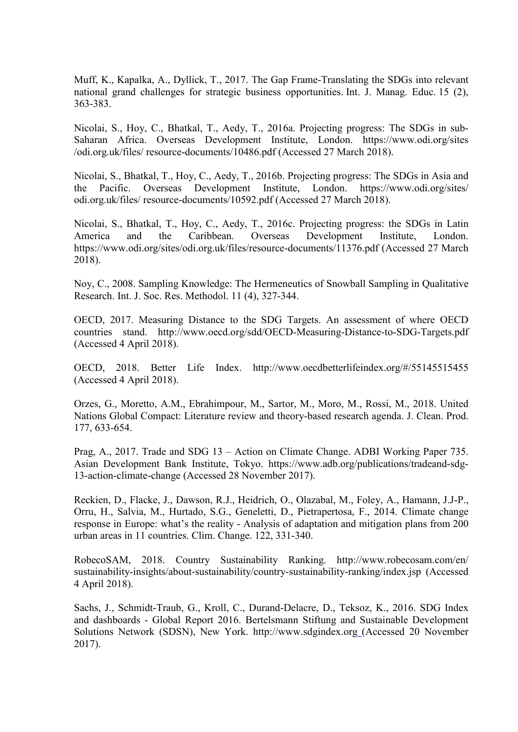Muff, K., Kapalka, A., Dyllick, T., 2017. The Gap Frame-Translating the SDGs into relevant national grand challenges for strategic business opportunities. Int. J. Manag. Educ. 15 (2), 363-383.

Nicolai, S., Hoy, C., Bhatkal, T., Aedy, T., 2016a. Projecting progress: The SDGs in sub-Saharan Africa. Overseas Development Institute, London. https://www.odi.org/sites /odi.org.uk/files/ resource-documents/10486.pdf (Accessed 27 March 2018).

Nicolai, S., Bhatkal, T., Hoy, C., Aedy, T., 2016b. Projecting progress: The SDGs in Asia and the Pacific. Overseas Development Institute, London. https://www.odi.org/sites/ odi.org.uk/files/ resource-documents/10592.pdf (Accessed 27 March 2018).

Nicolai, S., Bhatkal, T., Hoy, C., Aedy, T., 2016c. Projecting progress: the SDGs in Latin America and the Caribbean. Overseas Development Institute, London. https://www.odi.org/sites/odi.org.uk/files/resource-documents/11376.pdf (Accessed 27 March 2018).

Noy, C., 2008. Sampling Knowledge: The Hermeneutics of Snowball Sampling in Qualitative Research. Int. J. Soc. Res. Methodol. 11 (4), 327-344.

OECD, 2017. Measuring Distance to the SDG Targets. An assessment of where OECD countries stand. http://www.oecd.org/sdd/OECD-Measuring-Distance-to-SDG-Targets.pdf (Accessed 4 April 2018).

OECD, 2018. Better Life Index. http://www.oecdbetterlifeindex.org/#/55145515455 (Accessed 4 April 2018).

Orzes, G., Moretto, A.M., Ebrahimpour, M., Sartor, M., Moro, M., Rossi, M., 2018. United Nations Global Compact: Literature review and theory-based research agenda. J. Clean. Prod. 177, 633-654.

Prag, A., 2017. Trade and SDG 13 – Action on Climate Change. ADBI Working Paper 735. Asian Development Bank Institute, Tokyo. https://www.adb.org/publications/tradeand-sdg-13-action-climate-change (Accessed 28 November 2017).

Reckien, D., Flacke, J., Dawson, R.J., Heidrich, O., Olazabal, M., Foley, A., Hamann, J.J-P., Orru, H., Salvia, M., Hurtado, S.G., Geneletti, D., Pietrapertosa, F., 2014. Climate change response in Europe: what's the reality - Analysis of adaptation and mitigation plans from 200 urban areas in 11 countries. Clim. Change. 122, 331-340.

RobecoSAM, 2018. Country Sustainability Ranking. http://www.robecosam.com/en/ sustainability-insights/about-sustainability/country-sustainability-ranking/index.jsp (Accessed 4 April 2018).

Sachs, J., Schmidt-Traub, G., Kroll, C., Durand-Delacre, D., Teksoz, K., 2016. SDG Index and dashboards - Global Report 2016. Bertelsmann Stiftung and Sustainable Development Solutions Network (SDSN), New York. http://www.sdgindex.org (Accessed 20 November 2017).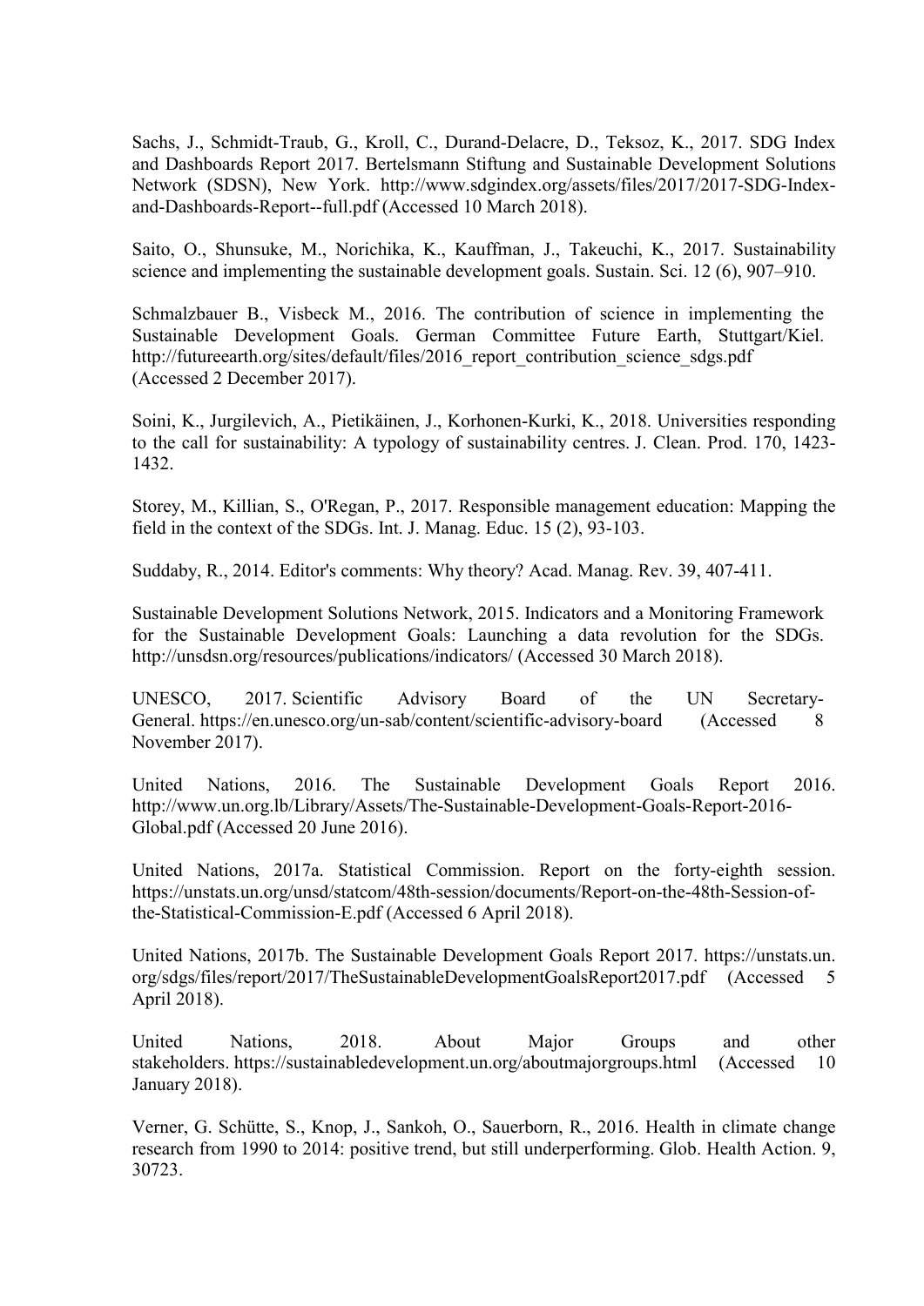Sachs, J., Schmidt-Traub, G., Kroll, C., Durand-Delacre, D., Teksoz, K., 2017. SDG Index and Dashboards Report 2017. Bertelsmann Stiftung and Sustainable Development Solutions Network (SDSN), New York. http://www.sdgindex.org/assets/files/2017/2017-SDG-Index-and-Dashboards-Report--full.pdf (Accessed 10 March 2018).

Saito, O., Shunsuke, M., Norichika, K., Kauffman, J., Takeuchi, K., 2017. Sustainability science and implementing the sustainable development goals. Sustain. Sci. 12 (6), 907–910.

Schmalzbauer B., Visbeck M., 2016. The contribution of science in implementing the Sustainable Development Goals. German Committee Future Earth, Stuttgart/Kiel. http://futureearth.org/sites/default/files/2016_report_contribution_science_sdgs.pdf (Accessed 2 December 2017).

Soini, K., Jurgilevich, A., Pietikäinen, J., Korhonen-Kurki, K., 2018. Universities responding to the call for sustainability: A typology of sustainability centres. J. Clean. Prod. 170, 1423-1432.

Storey, M., Killian, S., O'Regan, P., 2017. Responsible management education: Mapping the field in the context of the SDGs. Int. J. Manag. Educ. 15 (2), 93-103.

Suddaby, R., 2014. Editor's comments: Why theory? Acad. Manag. Rev. 39, 407-411.

Sustainable Development Solutions Network, 2015. Indicators and a Monitoring Framework for the Sustainable Development Goals: Launching a data revolution for the SDGs. http://unsdsn.org/resources/publications/indicators/ (Accessed 30 March 2018).

UNESCO, 2017. Scientific Advisory Board of the UN Secretary-General. https://en.unesco.org/un-sab/content/scientific-advisory-board (Accessed 8 November 2017).

United Nations, 2016. The Sustainable Development Goals Report 2016. http://www.un.org.lb/Library/Assets/The-Sustainable-Development-Goals-Report-2016-Global.pdf (Accessed 20 June 2016).

United Nations, 2017a. Statistical Commission. Report on the forty-eighth session. https://unstats.un.org/unsd/statcom/48th-session/documents/Report-on-the-48th-Session-of-the-Statistical-Commission-E.pdf (Accessed 6 April 2018).

United Nations, 2017b. The Sustainable Development Goals Report 2017. https://unstats.un.org/sdgs/files/report/2017/TheSustainableDevelopmentGoalsReport2017.pdf (Accessed 5 April 2018).

United Nations, 2018. About Major Groups and other stakeholders. https://sustainabledevelopment.un.org/aboutmajorgroups.html (Accessed 10 January 2018).

Verner, G. Schütte, S., Knop, J., Sankoh, O., Sauerborn, R., 2016. Health in climate change research from 1990 to 2014: positive trend, but still underperforming. Glob. Health Action. 9, 30723.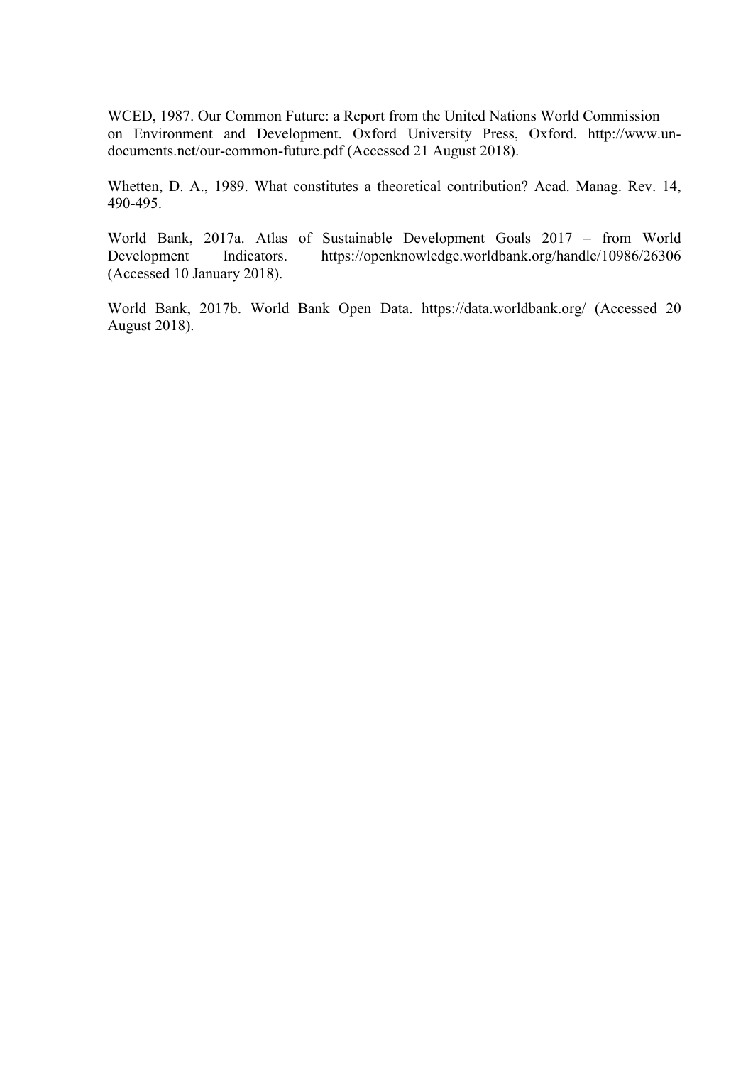WCED, 1987. Our Common Future: a Report from the United Nations World Commission on Environment and Development. Oxford University Press, Oxford. http://www.un-documents.net/our-common-future.pdf (Accessed 21 August 2018).

Whetten, D. A., 1989. What constitutes a theoretical contribution? Acad. Manag. Rev. 14, 490-495.

World Bank, 2017a. Atlas of Sustainable Development Goals 2017 – from World Development Indicators. https://openknowledge.worldbank.org/handle/10986/26306 (Accessed 10 January 2018).

World Bank, 2017b. World Bank Open Data. https://data.worldbank.org/ (Accessed 20 August 2018).